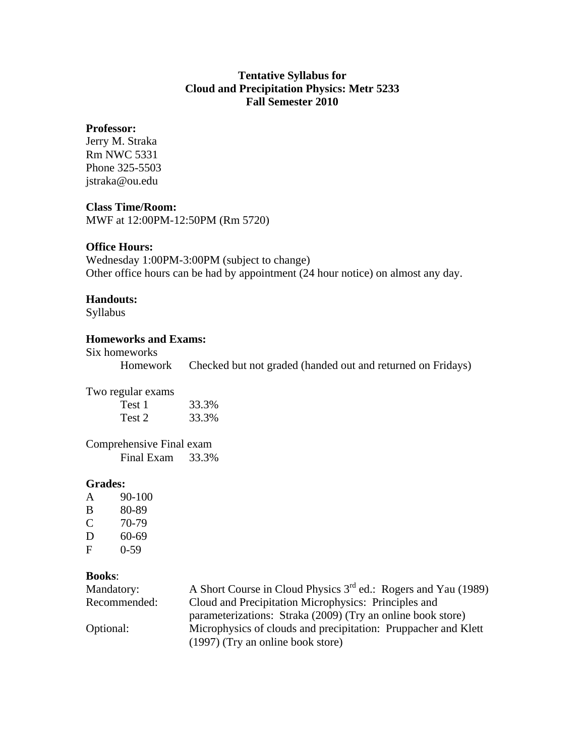# Tentative Syllabus for
# Cloud and Precipitation Physics: Metr 5233
# Fall Semester 2010

**Professor:**
Jerry M. Straka
Rm NWC 5331
Phone 325-5503
jstraka@ou.edu

**Class Time/Room:**
MWF at 12:00PM-12:50PM (Rm 5720)

**Office Hours:**
Wednesday 1:00PM-3:00PM (subject to change)
Other office hours can be had by appointment (24 hour notice) on almost any day.

**Handouts:**
Syllabus

**Homeworks and Exams:**

Six homeworks

| | |
|---|---|
| Homework | Checked but not graded (handed out and returned on Fridays) |

Two regular exams

| | |
|---|---|
| Test 1 | 33.3% |
| Test 2 | 33.3% |

Comprehensive Final exam

| | |
|---|---|
| Final Exam | 33.3% |

**Grades:**

| | |
|---|---|
| A | 90-100 |
| B | 80-89 |
| C | 70-79 |
| D | 60-69 |
| F | 0-59 |

**Books**:

| | |
|---|---|
| Mandatory: | A Short Course in Cloud Physics 3rd ed.: Rogers and Yau (1989) |
| Recommended: | Cloud and Precipitation Microphysics: Principles and parameterizations: Straka (2009) (Try an online book store) |
| Optional: | Microphysics of clouds and precipitation: Pruppacher and Klett (1997) (Try an online book store) |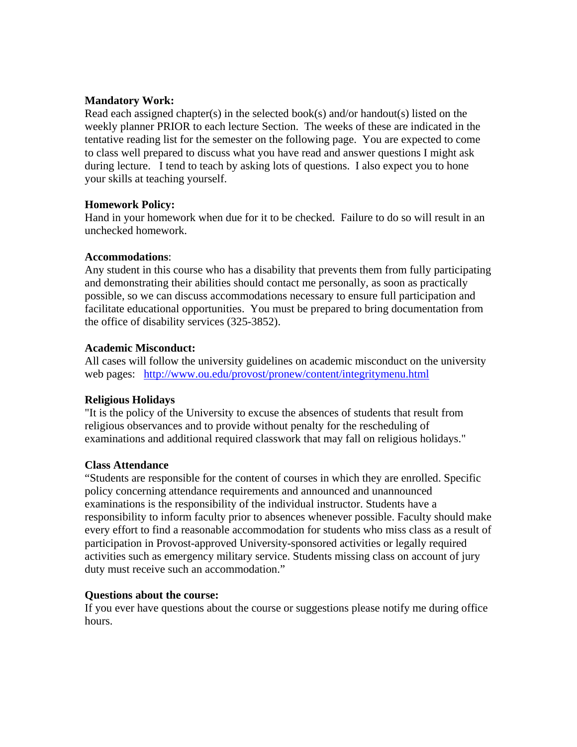**Mandatory Work:**
Read each assigned chapter(s) in the selected book(s) and/or handout(s) listed on the weekly planner PRIOR to each lecture Section. The weeks of these are indicated in the tentative reading list for the semester on the following page. You are expected to come to class well prepared to discuss what you have read and answer questions I might ask during lecture. I tend to teach by asking lots of questions. I also expect you to hone your skills at teaching yourself.

**Homework Policy:**
Hand in your homework when due for it to be checked. Failure to do so will result in an unchecked homework.

**Accommodations**:
Any student in this course who has a disability that prevents them from fully participating and demonstrating their abilities should contact me personally, as soon as practically possible, so we can discuss accommodations necessary to ensure full participation and facilitate educational opportunities. You must be prepared to bring documentation from the office of disability services (325-3852).

**Academic Misconduct:**
All cases will follow the university guidelines on academic misconduct on the university web pages: http://www.ou.edu/provost/pronew/content/integritymenu.html

**Religious Holidays**
"It is the policy of the University to excuse the absences of students that result from religious observances and to provide without penalty for the rescheduling of examinations and additional required classwork that may fall on religious holidays."

**Class Attendance**
"Students are responsible for the content of courses in which they are enrolled. Specific policy concerning attendance requirements and announced and unannounced examinations is the responsibility of the individual instructor. Students have a responsibility to inform faculty prior to absences whenever possible. Faculty should make every effort to find a reasonable accommodation for students who miss class as a result of participation in Provost-approved University-sponsored activities or legally required activities such as emergency military service. Students missing class on account of jury duty must receive such an accommodation."

**Questions about the course:**
If you ever have questions about the course or suggestions please notify me during office hours.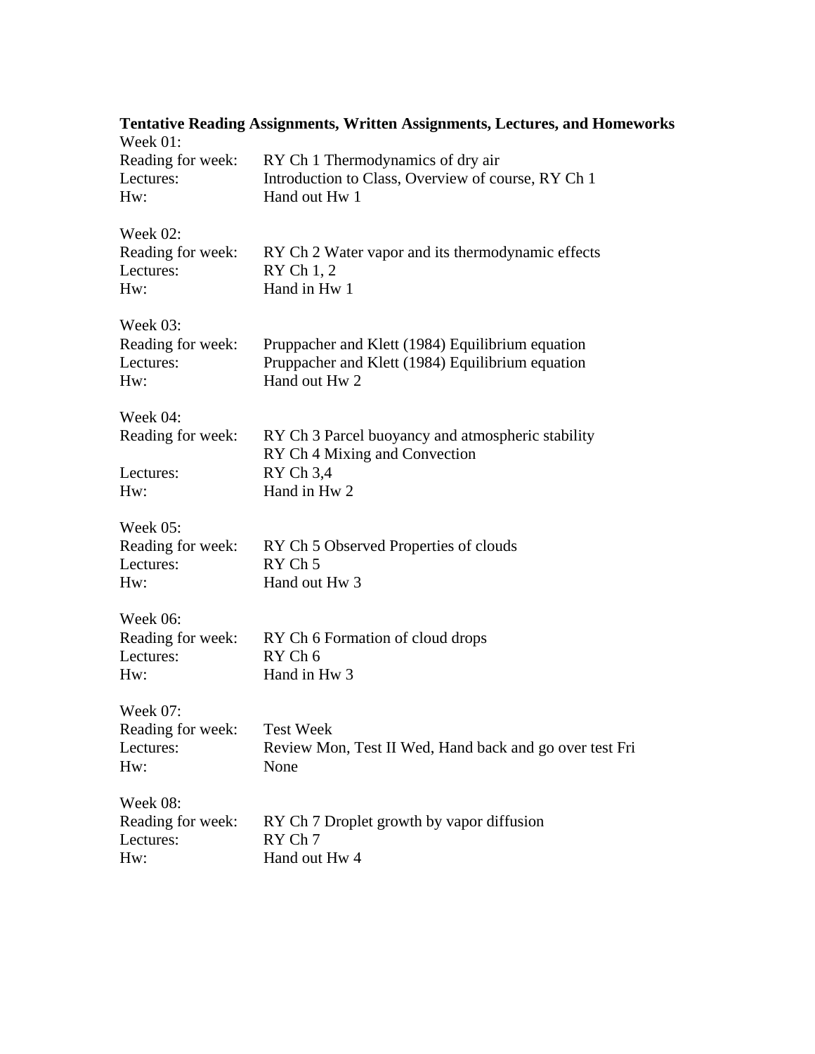**Tentative Reading Assignments, Written Assignments, Lectures, and Homeworks**

Week 01:
Reading for week: RY Ch 1 Thermodynamics of dry air
Lectures: Introduction to Class, Overview of course, RY Ch 1
Hw: Hand out Hw 1

Week 02:
Reading for week: RY Ch 2 Water vapor and its thermodynamic effects
Lectures: RY Ch 1, 2
Hw: Hand in Hw 1

Week 03:
Reading for week: Pruppacher and Klett (1984) Equilibrium equation
Lectures: Pruppacher and Klett (1984) Equilibrium equation
Hw: Hand out Hw 2

Week 04:
Reading for week: RY Ch 3 Parcel buoyancy and atmospheric stability
RY Ch 4 Mixing and Convection
Lectures: RY Ch 3,4
Hw: Hand in Hw 2

Week 05:
Reading for week: RY Ch 5 Observed Properties of clouds
Lectures: RY Ch 5
Hw: Hand out Hw 3

Week 06:
Reading for week: RY Ch 6 Formation of cloud drops
Lectures: RY Ch 6
Hw: Hand in Hw 3

Week 07:
Reading for week: Test Week
Lectures: Review Mon, Test II Wed, Hand back and go over test Fri
Hw: None

Week 08:
Reading for week: RY Ch 7 Droplet growth by vapor diffusion
Lectures: RY Ch 7
Hw: Hand out Hw 4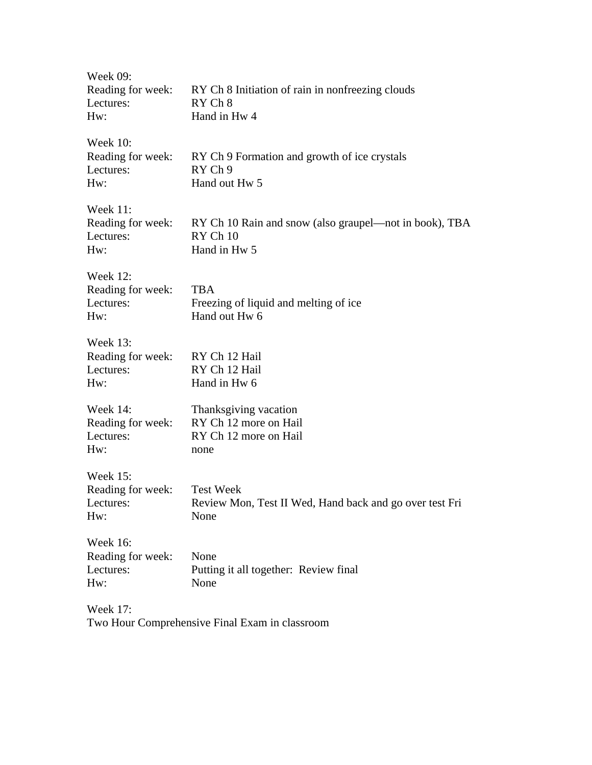Week 09:
Reading for week: RY Ch 8 Initiation of rain in nonfreezing clouds
Lectures: RY Ch 8
Hw: Hand in Hw 4

Week 10:
Reading for week: RY Ch 9 Formation and growth of ice crystals
Lectures: RY Ch 9
Hw: Hand out Hw 5

Week 11:
Reading for week: RY Ch 10 Rain and snow (also graupel—not in book), TBA
Lectures: RY Ch 10
Hw: Hand in Hw 5

Week 12:
Reading for week: TBA
Lectures: Freezing of liquid and melting of ice
Hw: Hand out Hw 6

Week 13:
Reading for week: RY Ch 12 Hail
Lectures: RY Ch 12 Hail
Hw: Hand in Hw 6

Week 14: Thanksgiving vacation
Reading for week: RY Ch 12 more on Hail
Lectures: RY Ch 12 more on Hail
Hw: none

Week 15:
Reading for week: Test Week
Lectures: Review Mon, Test II Wed, Hand back and go over test Fri
Hw: None

Week 16:
Reading for week: None
Lectures: Putting it all together: Review final
Hw: None

Week 17:
Two Hour Comprehensive Final Exam in classroom